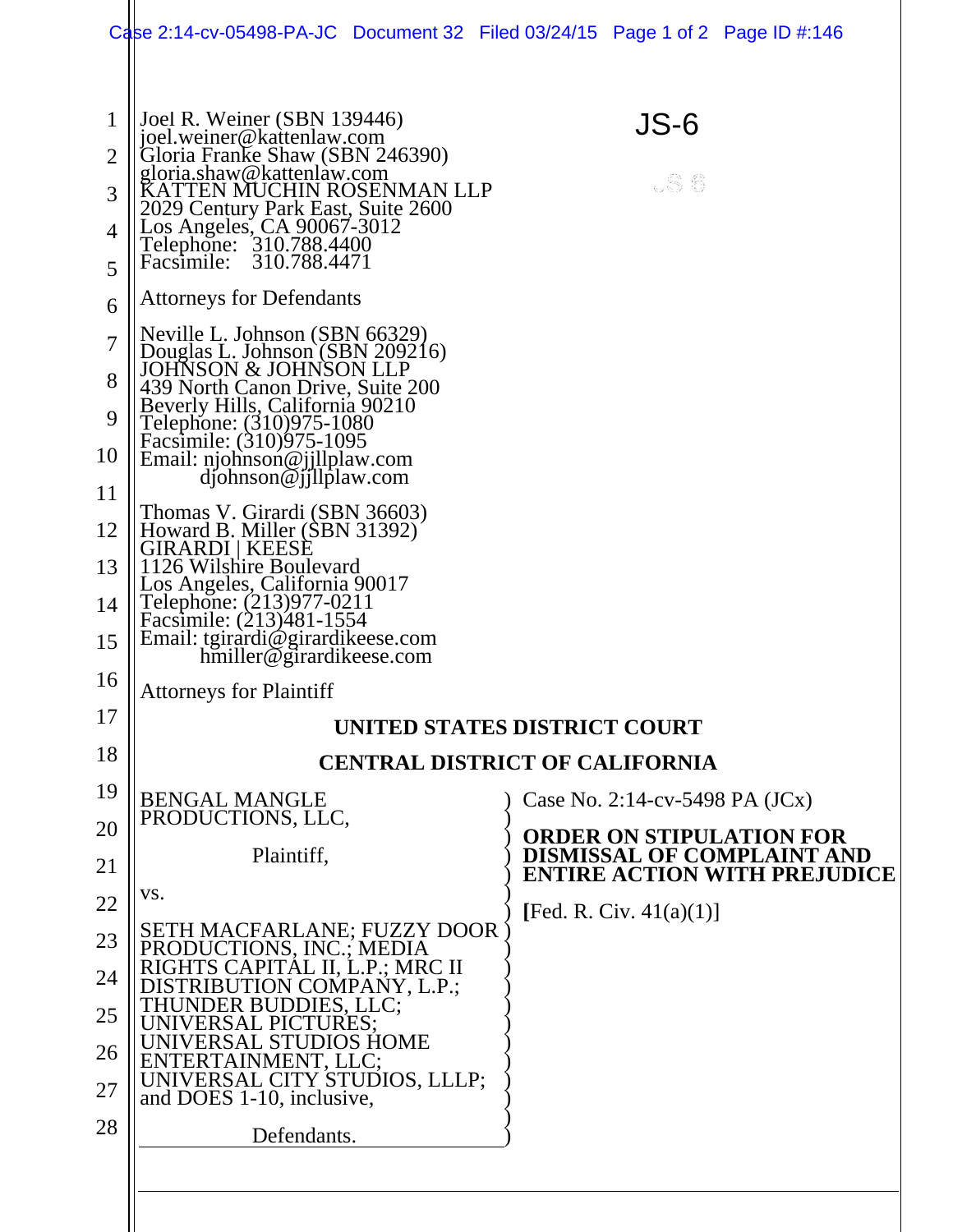JS-6

Joel R. Weiner (SBN 139446)
joel.weiner@kattenlaw.com
Gloria Franke Shaw (SBN 246390)
gloria.shaw@kattenlaw.com
KATTEN MUCHIN ROSENMAN LLP
2029 Century Park East, Suite 2600
Los Angeles, CA 90067-3012
Telephone: 310.788.4400
Facsimile: 310.788.4471

Attorneys for Defendants

Neville L. Johnson (SBN 66329)
Douglas L. Johnson (SBN 209216)
JOHNSON & JOHNSON LLP
439 North Canon Drive, Suite 200
Beverly Hills, California 90210
Telephone: (310)975-1080
Facsimile: (310)975-1095
Email: njohnson@jjllplaw.com
djohnson@jjllplaw.com

Thomas V. Girardi (SBN 36603)
Howard B. Miller (SBN 31392)
GIRARDI | KEESE
1126 Wilshire Boulevard
Los Angeles, California 90017
Telephone: (213)977-0211
Facsimile: (213)481-1554
Email: tgirardi@girardikeese.com
hmiller@girardikeese.com

Attorneys for Plaintiff

**UNITED STATES DISTRICT COURT**

**CENTRAL DISTRICT OF CALIFORNIA**

BENGAL MANGLE PRODUCTIONS, LLC,

Plaintiff,

vs.

SETH MACFARLANE; FUZZY DOOR PRODUCTIONS, INC.; MEDIA RIGHTS CAPITAL II, L.P.; MRC II DISTRIBUTION COMPANY, L.P.; THUNDER BUDDIES, LLC; UNIVERSAL PICTURES; UNIVERSAL STUDIOS HOME ENTERTAINMENT, LLC; UNIVERSAL CITY STUDIOS, LLLP; and DOES 1-10, inclusive,

Defendants.

Case No. 2:14-cv-5498 PA (JCx)

**ORDER ON STIPULATION FOR DISMISSAL OF COMPLAINT AND ENTIRE ACTION WITH PREJUDICE**

[Fed. R. Civ. 41(a)(1)]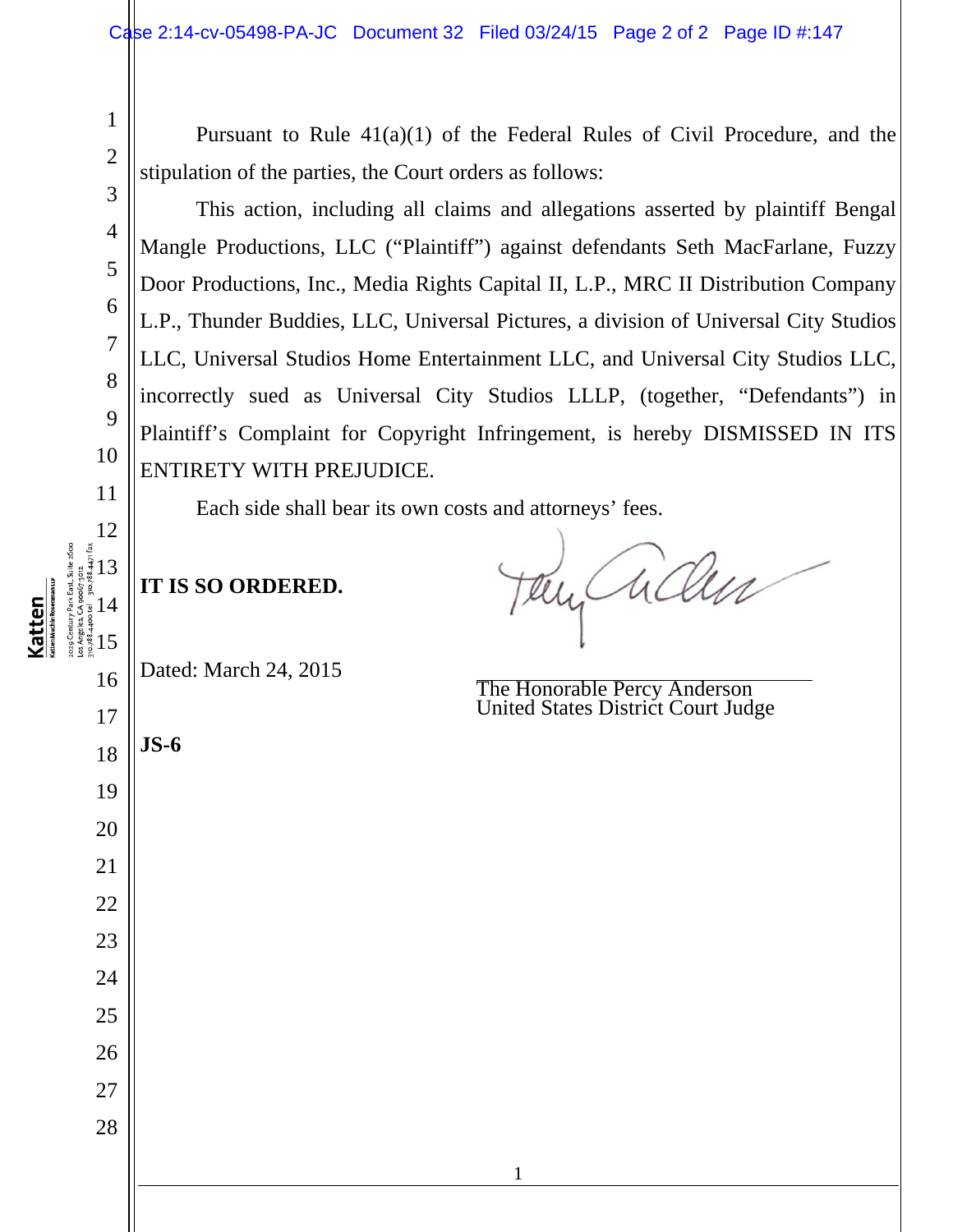Pursuant to Rule 41(a)(1) of the Federal Rules of Civil Procedure, and the stipulation of the parties, the Court orders as follows:

This action, including all claims and allegations asserted by plaintiff Bengal Mangle Productions, LLC ("Plaintiff") against defendants Seth MacFarlane, Fuzzy Door Productions, Inc., Media Rights Capital II, L.P., MRC II Distribution Company L.P., Thunder Buddies, LLC, Universal Pictures, a division of Universal City Studios LLC, Universal Studios Home Entertainment LLC, and Universal City Studios LLC, incorrectly sued as Universal City Studios LLLP, (together, "Defendants") in Plaintiff's Complaint for Copyright Infringement, is hereby DISMISSED IN ITS ENTIRETY WITH PREJUDICE.

Each side shall bear its own costs and attorneys' fees.

**IT IS SO ORDERED.**

Dated: March 24, 2015

The Honorable Percy Anderson
United States District Court Judge

**JS-6**